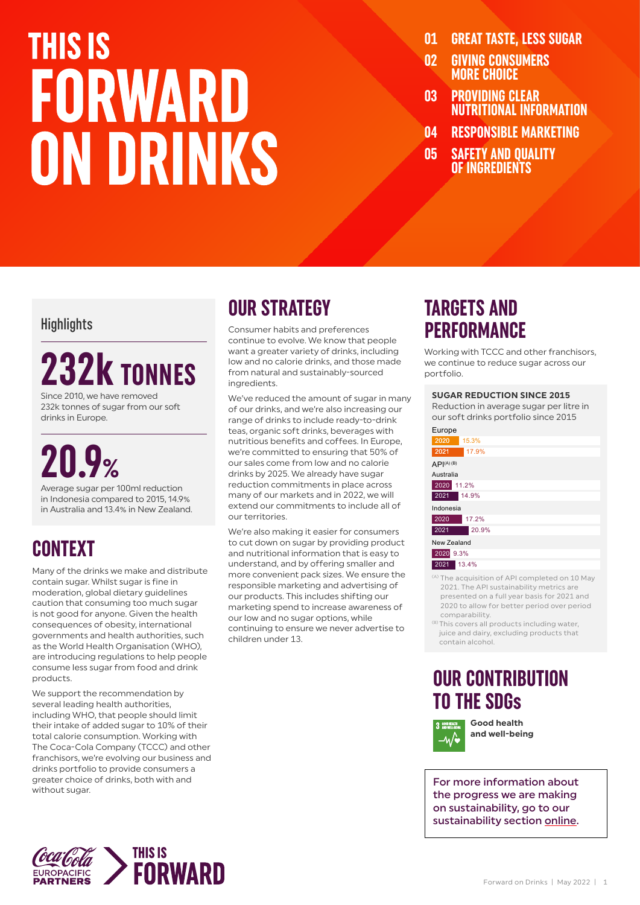# THIS IS FORWARD ON DRINKS

01 GREAT TASTE, LESS SUGAR
02 GIVING CONSUMERS MORE CHOICE
03 PROVIDING CLEAR NUTRITIONAL INFORMATION
04 RESPONSIBLE MARKETING
05 SAFETY AND QUALITY OF INGREDIENTS

## Highlights

**232k TONNES**

Since 2010, we have removed 232k tonnes of sugar from our soft drinks in Europe.

**20.9%**

Average sugar per 100ml reduction in Indonesia compared to 2015, 14.9% in Australia and 13.4% in New Zealand.

## CONTEXT

Many of the drinks we make and distribute contain sugar. Whilst sugar is fine in moderation, global dietary guidelines caution that consuming too much sugar is not good for anyone. Given the health consequences of obesity, international governments and health authorities, such as the World Health Organisation (WHO), are introducing regulations to help people consume less sugar from food and drink products.

We support the recommendation by several leading health authorities, including WHO, that people should limit their intake of added sugar to 10% of their total calorie consumption. Working with The Coca-Cola Company (TCCC) and other franchisors, we're evolving our business and drinks portfolio to provide consumers a greater choice of drinks, both with and without sugar.

## OUR STRATEGY

Consumer habits and preferences continue to evolve. We know that people want a greater variety of drinks, including low and no calorie drinks, and those made from natural and sustainably-sourced ingredients.

We've reduced the amount of sugar in many of our drinks, and we're also increasing our range of drinks to include ready-to-drink teas, organic soft drinks, beverages with nutritious benefits and coffees. In Europe, we're committed to ensuring that 50% of our sales come from low and no calorie drinks by 2025. We already have sugar reduction commitments in place across many of our markets and in 2022, we will extend our commitments to include all of our territories.

We're also making it easier for consumers to cut down on sugar by providing product and nutritional information that is easy to understand, and by offering smaller and more convenient pack sizes. We ensure the responsible marketing and advertising of our products. This includes shifting our marketing spend to increase awareness of our low and no sugar options, while continuing to ensure we never advertise to children under 13.

## TARGETS AND PERFORMANCE

Working with TCCC and other franchisors, we continue to reduce sugar across our portfolio.

**SUGAR REDUCTION SINCE 2015**

Reduction in average sugar per litre in our soft drinks portfolio since 2015

| Region | Year | Reduction |
|---|---|---|
| Europe | 2020 | 15.3% |
| Europe | 2021 | 17.9% |
| API[(A)(B)] – Australia | 2020 | 11.2% |
| API[(A)(B)] – Australia | 2021 | 14.9% |
| API[(A)(B)] – Indonesia | 2020 | 17.2% |
| API[(A)(B)] – Indonesia | 2021 | 20.9% |
| API[(A)(B)] – New Zealand | 2020 | 9.3% |
| API[(A)(B)] – New Zealand | 2021 | 13.4% |

[(A)] The acquisition of API completed on 10 May 2021. The API sustainability metrics are presented on a full year basis for 2021 and 2020 to allow for better period over period comparability.

[(B)] This covers all products including water, juice and dairy, excluding products that contain alcohol.

## OUR CONTRIBUTION TO THE SDGs

**Good health and well-being**

For more information about the progress we are making on sustainability, go to our sustainability section online.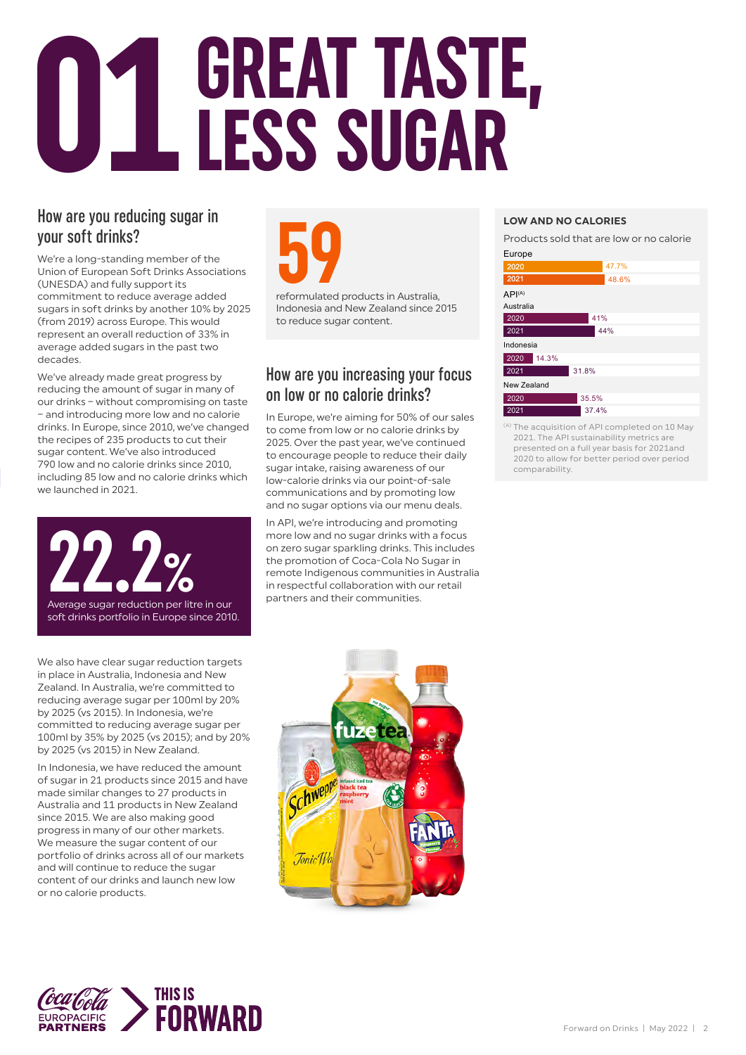# 01 GREAT TASTE, LESS SUGAR

## How are you reducing sugar in your soft drinks?

We're a long-standing member of the Union of European Soft Drinks Associations (UNESDA) and fully support its commitment to reduce average added sugars in soft drinks by another 10% by 2025 (from 2019) across Europe. This would represent an overall reduction of 33% in average added sugars in the past two decades.

We've already made great progress by reducing the amount of sugar in many of our drinks – without compromising on taste – and introducing more low and no calorie drinks. In Europe, since 2010, we've changed the recipes of 235 products to cut their sugar content. We've also introduced 790 low and no calorie drinks since 2010, including 85 low and no calorie drinks which we launched in 2021.

**22.2%**

Average sugar reduction per litre in our soft drinks portfolio in Europe since 2010.

We also have clear sugar reduction targets in place in Australia, Indonesia and New Zealand. In Australia, we're committed to reducing average sugar per 100ml by 20% by 2025 (vs 2015). In Indonesia, we're committed to reducing average sugar per 100ml by 35% by 2025 (vs 2015); and by 20% by 2025 (vs 2015) in New Zealand.

In Indonesia, we have reduced the amount of sugar in 21 products since 2015 and have made similar changes to 27 products in Australia and 11 products in New Zealand since 2015. We are also making good progress in many of our other markets. We measure the sugar content of our portfolio of drinks across all of our markets and will continue to reduce the sugar content of our drinks and launch new low or no calorie products.

**59**

reformulated products in Australia, Indonesia and New Zealand since 2015 to reduce sugar content.

## How are you increasing your focus on low or no calorie drinks?

In Europe, we're aiming for 50% of our sales to come from low or no calorie drinks by 2025. Over the past year, we've continued to encourage people to reduce their daily sugar intake, raising awareness of our low-calorie drinks via our point-of-sale communications and by promoting low and no sugar options via our menu deals.

In API, we're introducing and promoting more low and no sugar drinks with a focus on zero sugar sparkling drinks. This includes the promotion of Coca-Cola No Sugar in remote Indigenous communities in Australia in respectful collaboration with our retail partners and their communities.

### LOW AND NO CALORIES

Products sold that are low or no calorie

| Market | 2020 | 2021 |
|---|---|---|
| Europe | 47.7% | 48.6% |
| API[A] – Australia | 41% | 44% |
| API[A] – Indonesia | 14.3% | 31.8% |
| API[A] – New Zealand | 35.5% | 37.4% |

[A] The acquisition of API completed on 10 May 2021. The API sustainability metrics are presented on a full year basis for 2021and 2020 to allow for better period over period comparability.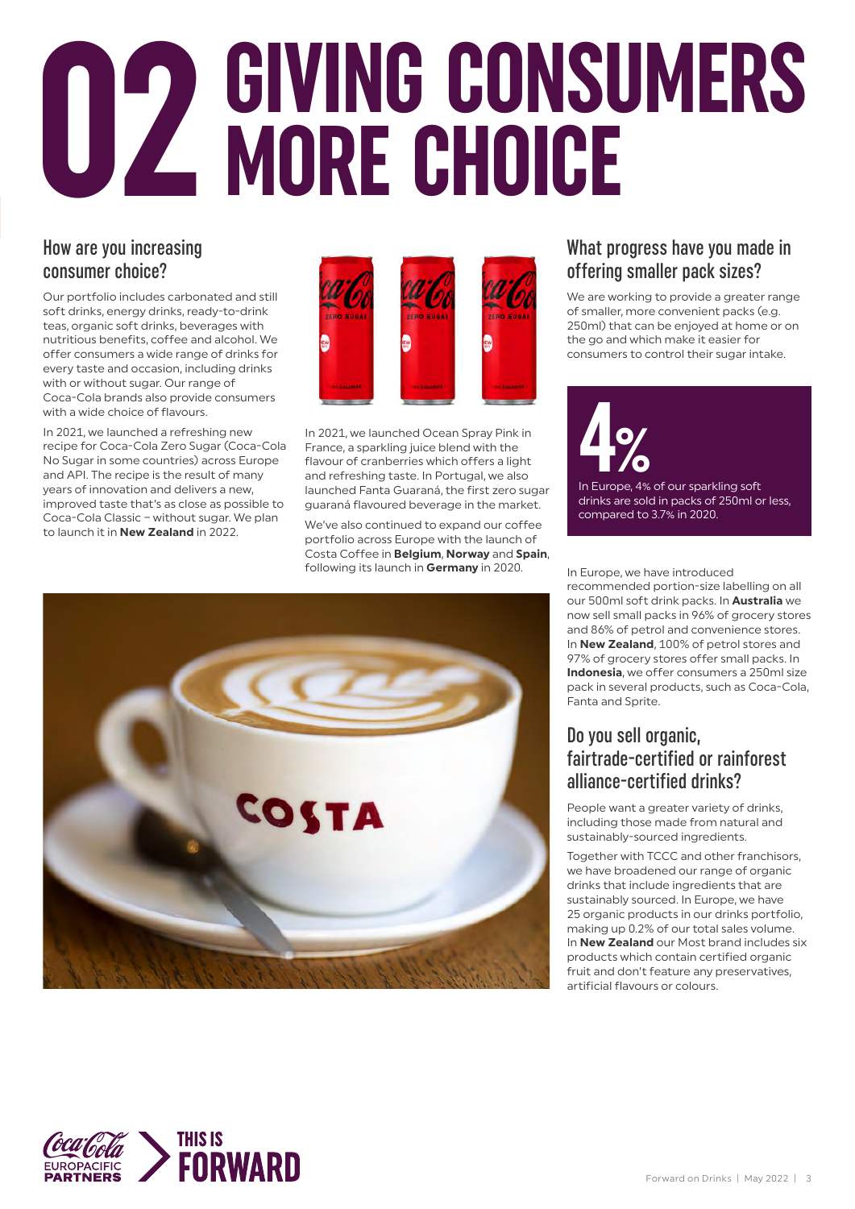# 02 GIVING CONSUMERS MORE CHOICE

## How are you increasing consumer choice?

Our portfolio includes carbonated and still soft drinks, energy drinks, ready-to-drink teas, organic soft drinks, beverages with nutritious benefits, coffee and alcohol. We offer consumers a wide range of drinks for every taste and occasion, including drinks with or without sugar. Our range of Coca-Cola brands also provide consumers with a wide choice of flavours.

In 2021, we launched a refreshing new recipe for Coca-Cola Zero Sugar (Coca-Cola No Sugar in some countries) across Europe and API. The recipe is the result of many years of innovation and delivers a new, improved taste that's as close as possible to Coca-Cola Classic – without sugar. We plan to launch it in **New Zealand** in 2022.

In 2021, we launched Ocean Spray Pink in France, a sparkling juice blend with the flavour of cranberries which offers a light and refreshing taste. In Portugal, we also launched Fanta Guaraná, the first zero sugar guaraná flavoured beverage in the market.

We've also continued to expand our coffee portfolio across Europe with the launch of Costa Coffee in **Belgium**, **Norway** and **Spain**, following its launch in **Germany** in 2020.

## What progress have you made in offering smaller pack sizes?

We are working to provide a greater range of smaller, more convenient packs (e.g. 250ml) that can be enjoyed at home or on the go and which make it easier for consumers to control their sugar intake.

**4%**

In Europe, 4% of our sparkling soft drinks are sold in packs of 250ml or less, compared to 3.7% in 2020.

In Europe, we have introduced recommended portion-size labelling on all our 500ml soft drink packs. In **Australia** we now sell small packs in 96% of grocery stores and 86% of petrol and convenience stores. In **New Zealand**, 100% of petrol stores and 97% of grocery stores offer small packs. In **Indonesia**, we offer consumers a 250ml size pack in several products, such as Coca-Cola, Fanta and Sprite.

## Do you sell organic, fairtrade-certified or rainforest alliance-certified drinks?

People want a greater variety of drinks, including those made from natural and sustainably-sourced ingredients.

Together with TCCC and other franchisors, we have broadened our range of organic drinks that include ingredients that are sustainably sourced. In Europe, we have 25 organic products in our drinks portfolio, making up 0.2% of our total sales volume. In **New Zealand** our Most brand includes six products which contain certified organic fruit and don't feature any preservatives, artificial flavours or colours.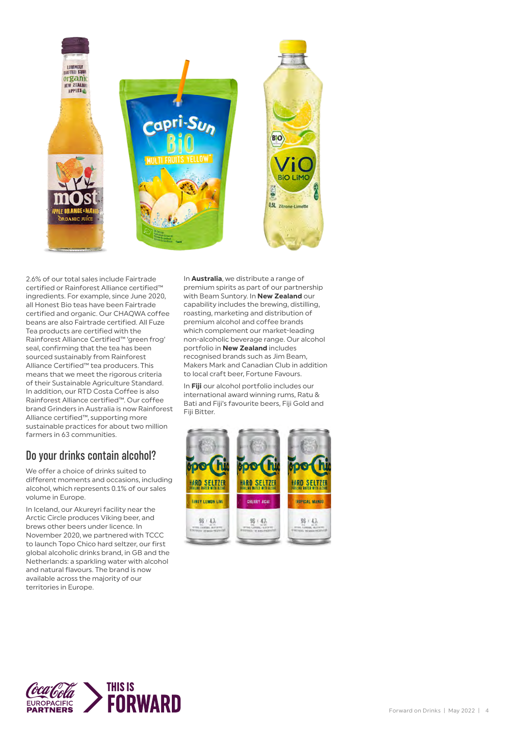2.6% of our total sales include Fairtrade certified or Rainforest Alliance certified™ ingredients. For example, since June 2020, all Honest Bio teas have been Fairtrade certified and organic. Our CHAQWA coffee beans are also Fairtrade certified. All Fuze Tea products are certified with the Rainforest Alliance Certified™ 'green frog' seal, confirming that the tea has been sourced sustainably from Rainforest Alliance Certified™ tea producers. This means that we meet the rigorous criteria of their Sustainable Agriculture Standard. In addition, our RTD Costa Coffee is also Rainforest Alliance certified™. Our coffee brand Grinders in Australia is now Rainforest Alliance certified™, supporting more sustainable practices for about two million farmers in 63 communities.

## Do your drinks contain alcohol?

We offer a choice of drinks suited to different moments and occasions, including alcohol, which represents 0.1% of our sales volume in Europe.

In Iceland, our Akureyri facility near the Arctic Circle produces Viking beer, and brews other beers under licence. In November 2020, we partnered with TCCC to launch Topo Chico hard seltzer, our first global alcoholic drinks brand, in GB and the Netherlands: a sparkling water with alcohol and natural flavours. The brand is now available across the majority of our territories in Europe.

In **Australia**, we distribute a range of premium spirits as part of our partnership with Beam Suntory. In **New Zealand** our capability includes the brewing, distilling, roasting, marketing and distribution of premium alcohol and coffee brands which complement our market-leading non-alcoholic beverage range. Our alcohol portfolio in **New Zealand** includes recognised brands such as Jim Beam, Makers Mark and Canadian Club in addition to local craft beer, Fortune Favours.

In **Fiji** our alcohol portfolio includes our international award winning rums, Ratu & Bati and Fiji's favourite beers, Fiji Gold and Fiji Bitter.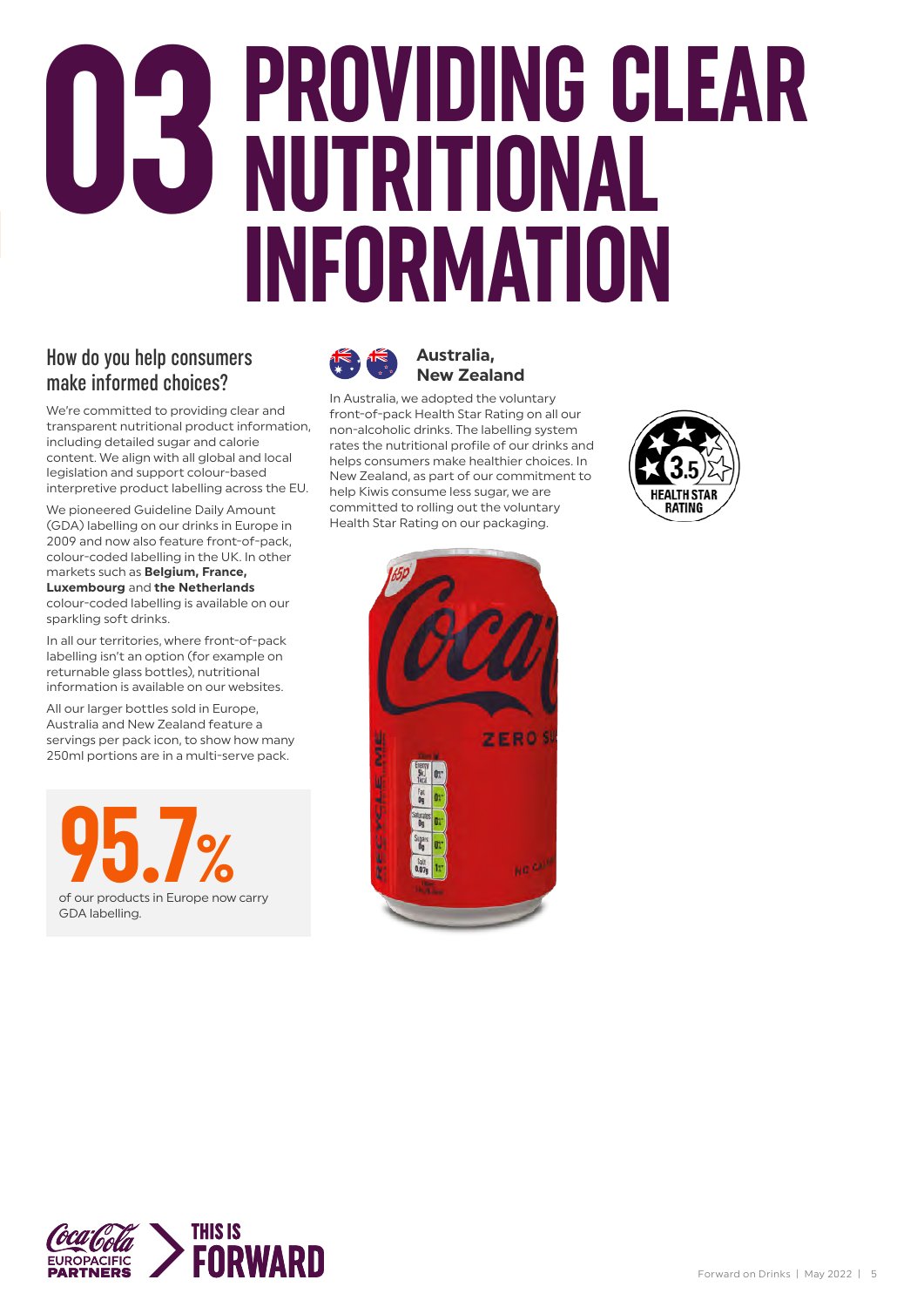# 03 PROVIDING CLEAR NUTRITIONAL INFORMATION

## How do you help consumers make informed choices?

We're committed to providing clear and transparent nutritional product information, including detailed sugar and calorie content. We align with all global and local legislation and support colour-based interpretive product labelling across the EU.

We pioneered Guideline Daily Amount (GDA) labelling on our drinks in Europe in 2009 and now also feature front-of-pack, colour-coded labelling in the UK. In other markets such as **Belgium, France, Luxembourg** and **the Netherlands** colour-coded labelling is available on our sparkling soft drinks.

In all our territories, where front-of-pack labelling isn't an option (for example on returnable glass bottles), nutritional information is available on our websites.

All our larger bottles sold in Europe, Australia and New Zealand feature a servings per pack icon, to show how many 250ml portions are in a multi-serve pack.

**95.7%**

of our products in Europe now carry GDA labelling.

### Australia, New Zealand

In Australia, we adopted the voluntary front-of-pack Health Star Rating on all our non-alcoholic drinks. The labelling system rates the nutritional profile of our drinks and helps consumers make healthier choices. In New Zealand, as part of our commitment to help Kiwis consume less sugar, we are committed to rolling out the voluntary Health Star Rating on our packaging.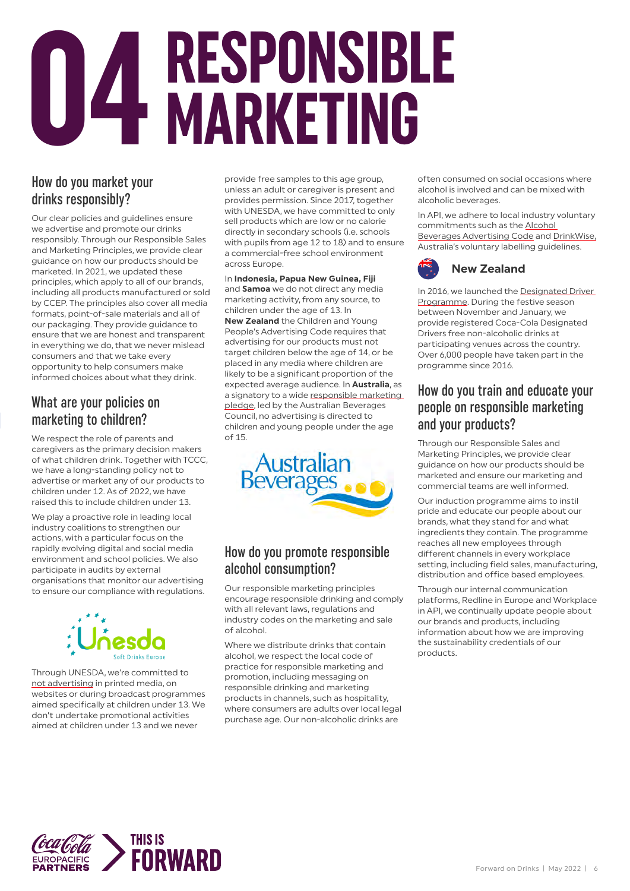# 04 RESPONSIBLE MARKETING

## How do you market your drinks responsibly?

Our clear policies and guidelines ensure we advertise and promote our drinks responsibly. Through our Responsible Sales and Marketing Principles, we provide clear guidance on how our products should be marketed. In 2021, we updated these principles, which apply to all of our brands, including all products manufactured or sold by CCEP. The principles also cover all media formats, point-of-sale materials and all of our packaging. They provide guidance to ensure that we are honest and transparent in everything we do, that we never mislead consumers and that we take every opportunity to help consumers make informed choices about what they drink.

## What are your policies on marketing to children?

We respect the role of parents and caregivers as the primary decision makers of what children drink. Together with TCCC, we have a long-standing policy not to advertise or market any of our products to children under 12. As of 2022, we have raised this to include children under 13.

We play a proactive role in leading local industry coalitions to strengthen our actions, with a particular focus on the rapidly evolving digital and social media environment and school policies. We also participate in audits by external organisations that monitor our advertising to ensure our compliance with regulations.

Through UNESDA, we're committed to not advertising in printed media, on websites or during broadcast programmes aimed specifically at children under 13. We don't undertake promotional activities aimed at children under 13 and we never provide free samples to this age group, unless an adult or caregiver is present and provides permission. Since 2017, together with UNESDA, we have committed to only sell products which are low or no calorie directly in secondary schools (i.e. schools with pupils from age 12 to 18) and to ensure a commercial-free school environment across Europe.

In **Indonesia, Papua New Guinea, Fiji** and **Samoa** we do not direct any media marketing activity, from any source, to children under the age of 13. In **New Zealand** the Children and Young People's Advertising Code requires that advertising for our products must not target children below the age of 14, or be placed in any media where children are likely to be a significant proportion of the expected average audience. In **Australia**, as a signatory to a wide responsible marketing pledge, led by the Australian Beverages Council, no advertising is directed to children and young people under the age of 15.

## How do you promote responsible alcohol consumption?

Our responsible marketing principles encourage responsible drinking and comply with all relevant laws, regulations and industry codes on the marketing and sale of alcohol.

Where we distribute drinks that contain alcohol, we respect the local code of practice for responsible marketing and promotion, including messaging on responsible drinking and marketing products in channels, such as hospitality, where consumers are adults over local legal purchase age. Our non-alcoholic drinks are often consumed on social occasions where alcohol is involved and can be mixed with alcoholic beverages.

In API, we adhere to local industry voluntary commitments such as the Alcohol Beverages Advertising Code and DrinkWise, Australia's voluntary labelling guidelines.

### New Zealand

In 2016, we launched the Designated Driver Programme. During the festive season between November and January, we provide registered Coca-Cola Designated Drivers free non-alcoholic drinks at participating venues across the country. Over 6,000 people have taken part in the programme since 2016.

## How do you train and educate your people on responsible marketing and your products?

Through our Responsible Sales and Marketing Principles, we provide clear guidance on how our products should be marketed and ensure our marketing and commercial teams are well informed.

Our induction programme aims to instil pride and educate our people about our brands, what they stand for and what ingredients they contain. The programme reaches all new employees through different channels in every workplace setting, including field sales, manufacturing, distribution and office based employees.

Through our internal communication platforms, Redline in Europe and Workplace in API, we continually update people about our brands and products, including information about how we are improving the sustainability credentials of our products.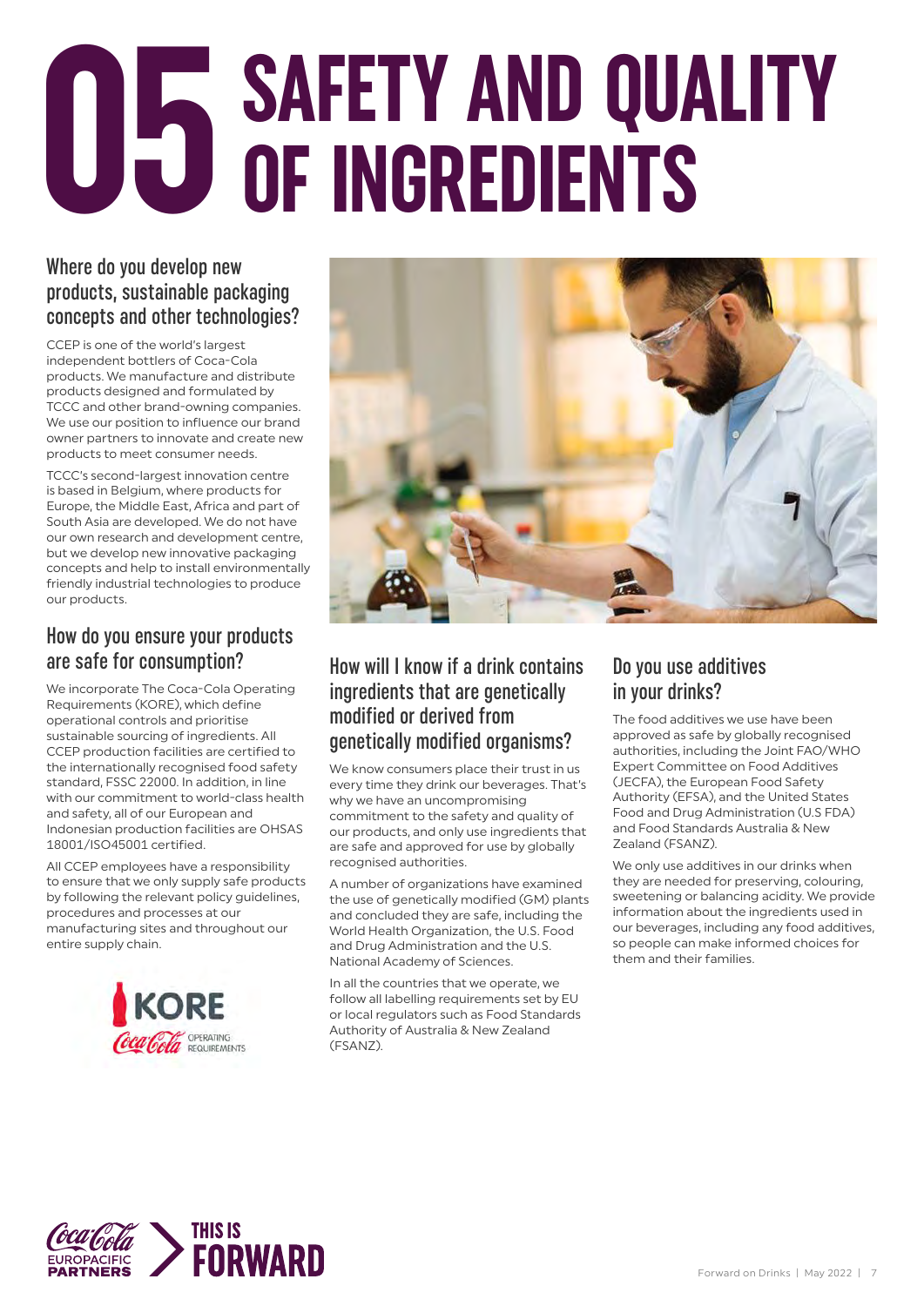# 05 SAFETY AND QUALITY OF INGREDIENTS

## Where do you develop new products, sustainable packaging concepts and other technologies?

CCEP is one of the world's largest independent bottlers of Coca-Cola products. We manufacture and distribute products designed and formulated by TCCC and other brand-owning companies. We use our position to influence our brand owner partners to innovate and create new products to meet consumer needs.

TCCC's second-largest innovation centre is based in Belgium, where products for Europe, the Middle East, Africa and part of South Asia are developed. We do not have our own research and development centre, but we develop new innovative packaging concepts and help to install environmentally friendly industrial technologies to produce our products.

## How do you ensure your products are safe for consumption?

We incorporate The Coca-Cola Operating Requirements (KORE), which define operational controls and prioritise sustainable sourcing of ingredients. All CCEP production facilities are certified to the internationally recognised food safety standard, FSSC 22000. In addition, in line with our commitment to world-class health and safety, all of our European and Indonesian production facilities are OHSAS 18001/ISO45001 certified.

All CCEP employees have a responsibility to ensure that we only supply safe products by following the relevant policy guidelines, procedures and processes at our manufacturing sites and throughout our entire supply chain.

KORE
Coca-Cola OPERATING REQUIREMENTS

## How will I know if a drink contains ingredients that are genetically modified or derived from genetically modified organisms?

We know consumers place their trust in us every time they drink our beverages. That's why we have an uncompromising commitment to the safety and quality of our products, and only use ingredients that are safe and approved for use by globally recognised authorities.

A number of organizations have examined the use of genetically modified (GM) plants and concluded they are safe, including the World Health Organization, the U.S. Food and Drug Administration and the U.S. National Academy of Sciences.

In all the countries that we operate, we follow all labelling requirements set by EU or local regulators such as Food Standards Authority of Australia & New Zealand (FSANZ).

## Do you use additives in your drinks?

The food additives we use have been approved as safe by globally recognised authorities, including the Joint FAO/WHO Expert Committee on Food Additives (JECFA), the European Food Safety Authority (EFSA), and the United States Food and Drug Administration (U.S FDA) and Food Standards Australia & New Zealand (FSANZ).

We only use additives in our drinks when they are needed for preserving, colouring, sweetening or balancing acidity. We provide information about the ingredients used in our beverages, including any food additives, so people can make informed choices for them and their families.